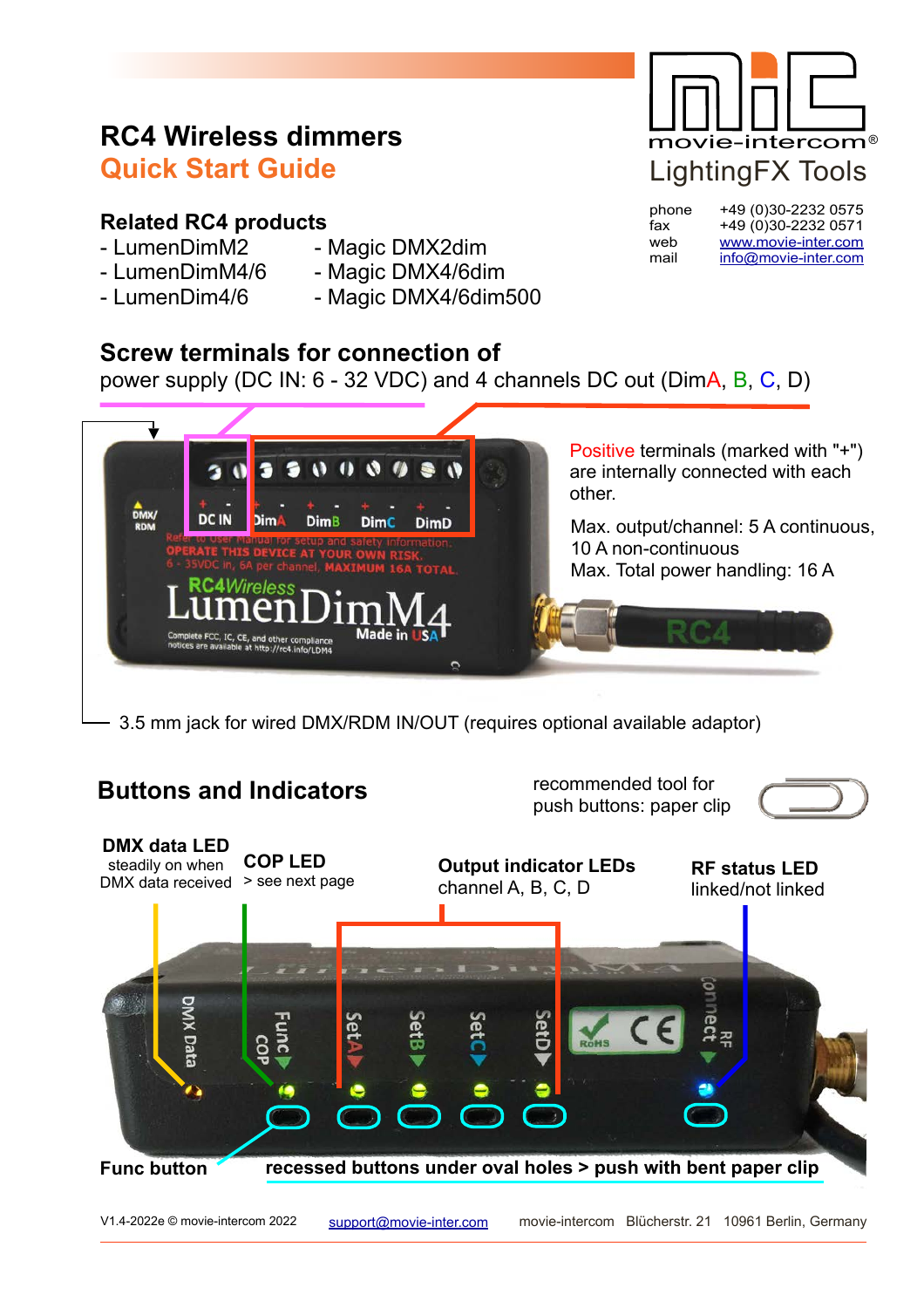# RC4 Wireless dimmers

## Quick Start Guide

movie-intercom®

LightingFX Tools

phone +49 (0)30-2232 0575
fax +49 (0)30-2232 0571
web www.movie-inter.com
mail info@movie-inter.com

### Related RC4 products

- LumenDimM2
- LumenDimM4/6
- LumenDim4/6
- Magic DMX2dim
- Magic DMX4/6dim
- Magic DMX4/6dim500

### Screw terminals for connection of

power supply (DC IN: 6 - 32 VDC) and 4 channels DC out (DimA, B, C, D)

Positive terminals (marked with "+") are internally connected with each other.

Max. output/channel: 5 A continuous, 10 A non-continuous
Max. Total power handling: 16 A

3.5 mm jack for wired DMX/RDM IN/OUT (requires optional available adaptor)

### Buttons and Indicators

recommended tool for push buttons: paper clip

**DMX data LED**
steadily on when DMX data received

**COP LED**
> see next page

**Output indicator LEDs**
channel A, B, C, D

**RF status LED**
linked/not linked

**Func button**

**recessed buttons under oval holes > push with bent paper clip**

V1.4-2022e © movie-intercom 2022 support@movie-inter.com movie-intercom Blücherstr. 21 10961 Berlin, Germany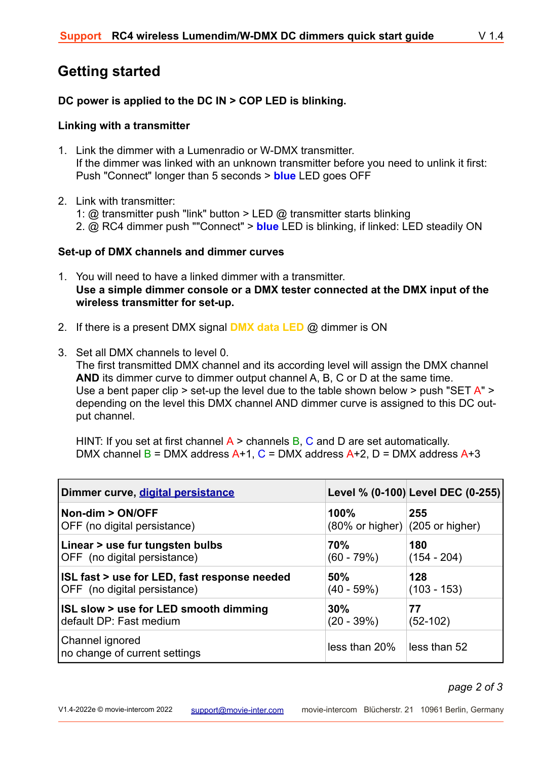## Getting started

**DC power is applied to the DC IN > COP LED is blinking.**

**Linking with a transmitter**

1. Link the dimmer with a Lumenradio or W-DMX transmitter.
   If the dimmer was linked with an unknown transmitter before you need to unlink it first:
   Push "Connect" longer than 5 seconds > **blue** LED goes OFF

2. Link with transmitter:
   1: @ transmitter push "link" button > LED @ transmitter starts blinking
   2. @ RC4 dimmer push ""Connect" > **blue** LED is blinking, if linked: LED steadily ON

**Set-up of DMX channels and dimmer curves**

1. You will need to have a linked dimmer with a transmitter.
   **Use a simple dimmer console or a DMX tester connected at the DMX input of the wireless transmitter for set-up.**

2. If there is a present DMX signal **DMX data LED** @ dimmer is ON

3. Set all DMX channels to level 0.
   The first transmitted DMX channel and its according level will assign the DMX channel **AND** its dimmer curve to dimmer output channel A, B, C or D at the same time.
   Use a bent paper clip > set-up the level due to the table shown below > push "SET A" > depending on the level this DMX channel AND dimmer curve is assigned to this DC output channel.

   HINT: If you set at first channel A > channels B, C and D are set automatically.
   DMX channel B = DMX address A+1, C = DMX address A+2, D = DMX address A+3

| **Dimmer curve, digital persistance** | **Level % (0-100)** | **Level DEC (0-255)** |
|---|---|---|
| **Non-dim > ON/OFF**<br>OFF (no digital persistance) | **100%**<br>(80% or higher) | **255**<br>(205 or higher) |
| **Linear > use fur tungsten bulbs**<br>OFF (no digital persistance) | **70%**<br>(60 - 79%) | **180**<br>(154 - 204) |
| **ISL fast > use for LED, fast response needed**<br>OFF (no digital persistance) | **50%**<br>(40 - 59%) | **128**<br>(103 - 153) |
| **ISL slow > use for LED smooth dimming**<br>default DP: Fast medium | **30%**<br>(20 - 39%) | **77**<br>(52-102) |
| Channel ignored<br>no change of current settings | less than 20% | less than 52 |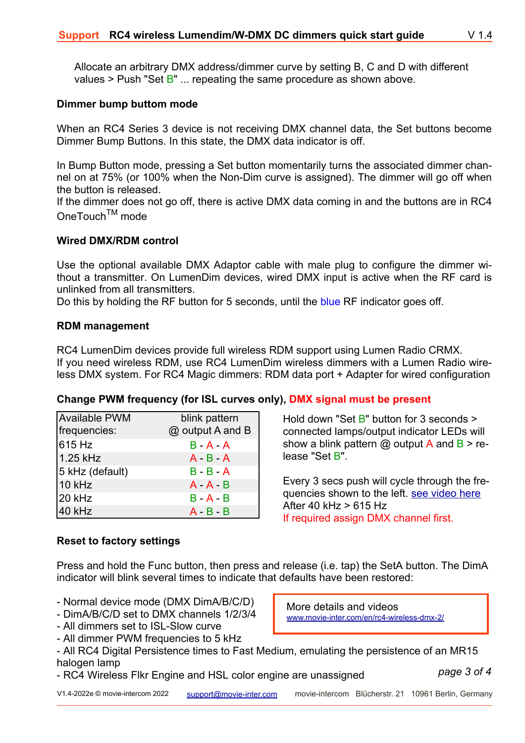Allocate an arbitrary DMX address/dimmer curve by setting B, C and D with different values > Push "Set B" ... repeating the same procedure as shown above.

### Dimmer bump buttom mode

When an RC4 Series 3 device is not receiving DMX channel data, the Set buttons become Dimmer Bump Buttons. In this state, the DMX data indicator is off.

In Bump Button mode, pressing a Set button momentarily turns the associated dimmer channel on at 75% (or 100% when the Non-Dim curve is assigned). The dimmer will go off when the button is released.
If the dimmer does not go off, there is active DMX data coming in and the buttons are in RC4 OneTouch™ mode

### Wired DMX/RDM control

Use the optional available DMX Adaptor cable with male plug to configure the dimmer without a transmitter. On LumenDim devices, wired DMX input is active when the RF card is unlinked from all transmitters.
Do this by holding the RF button for 5 seconds, until the blue RF indicator goes off.

### RDM management

RC4 LumenDim devices provide full wireless RDM support using Lumen Radio CRMX.
If you need wireless RDM, use RC4 LumenDim wireless dimmers with a Lumen Radio wireless DMX system. For RC4 Magic dimmers: RDM data port + Adapter for wired configuration

### Change PWM frequency (for ISL curves only), DMX signal must be present

| Available PWM frequencies: | blink pattern @ output A and B |
|---|---|
| 615 Hz | B - A - A |
| 1.25 kHz | A - B - A |
| 5 kHz (default) | B - B - A |
| 10 kHz | A - A - B |
| 20 kHz | B - A - B |
| 40 kHz | A - B - B |

Hold down "Set B" button for 3 seconds > connected lamps/output indicator LEDs will show a blink pattern @ output A and B > release "Set B".

Every 3 secs push will cycle through the frequencies shown to the left. see video here
After 40 kHz > 615 Hz
If required assign DMX channel first.

### Reset to factory settings

Press and hold the Func button, then press and release (i.e. tap) the SetA button. The DimA indicator will blink several times to indicate that defaults have been restored:

- Normal device mode (DMX DimA/B/C/D)
- DimA/B/C/D set to DMX channels 1/2/3/4
- All dimmers set to ISL-Slow curve
- All dimmer PWM frequencies to 5 kHz
- All RC4 Digital Persistence times to Fast Medium, emulating the persistence of an MR15 halogen lamp
- RC4 Wireless Flkr Engine and HSL color engine are unassigned

More details and videos
www.movie-inter.com/en/rc4-wireless-dmx-2/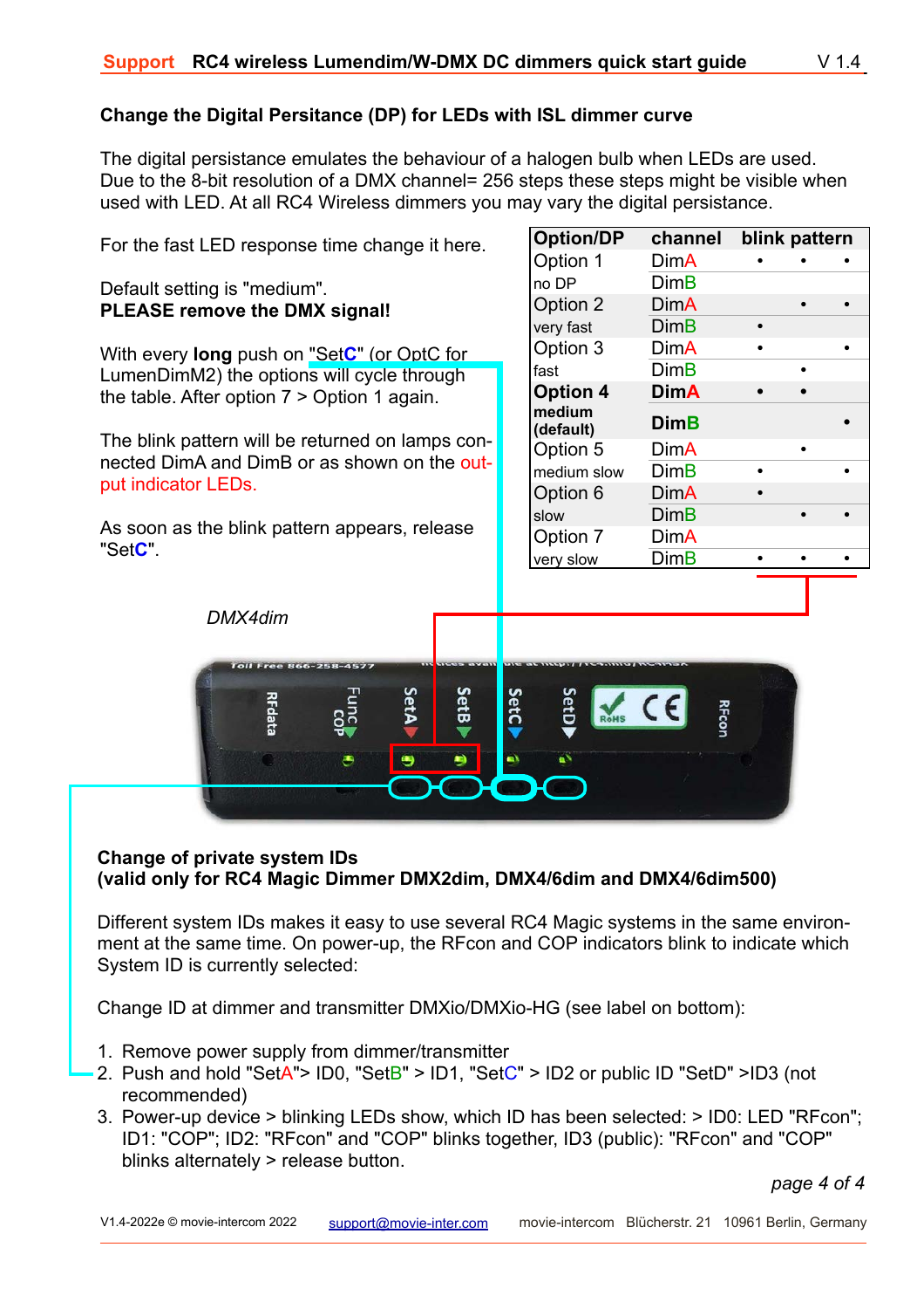### Change the Digital Persitance (DP) for LEDs with ISL dimmer curve

The digital persistance emulates the behaviour of a halogen bulb when LEDs are used. Due to the 8-bit resolution of a DMX channel= 256 steps these steps might be visible when used with LED. At all RC4 Wireless dimmers you may vary the digital persistance.

For the fast LED response time change it here.

Default setting is "medium".
**PLEASE remove the DMX signal!**

With every **long** push on "SetC" (or OptC for LumenDimM2) the options will cycle through the table. After option 7 > Option 1 again.

The blink pattern will be returned on lamps connected DimA and DimB or as shown on the output indicator LEDs.

As soon as the blink pattern appears, release "SetC".

| Option/DP | channel | blink pattern | | |
|---|---|---|---|---|
| Option 1 | DimA | • | • | • |
| no DP | DimB | | | |
| Option 2 | DimA | | • | • |
| very fast | DimB | • | | |
| Option 3 | DimA | • | | • |
| fast | DimB | | • | |
| **Option 4** | **DimA** | • | • | |
| **medium (default)** | **DimB** | | | • |
| Option 5 | DimA | | • | |
| medium slow | DimB | • | | • |
| Option 6 | DimA | • | | |
| slow | DimB | | • | • |
| Option 7 | DimA | | | |
| very slow | DimB | • | • | • |

*DMX4dim*

### Change of private system IDs
### (valid only for RC4 Magic Dimmer DMX2dim, DMX4/6dim and DMX4/6dim500)

Different system IDs makes it easy to use several RC4 Magic systems in the same environment at the same time. On power-up, the RFcon and COP indicators blink to indicate which System ID is currently selected:

Change ID at dimmer and transmitter DMXio/DMXio-HG (see label on bottom):

1. Remove power supply from dimmer/transmitter
2. Push and hold "SetA"> ID0, "SetB" > ID1, "SetC" > ID2 or public ID "SetD" >ID3 (not recommended)
3. Power-up device > blinking LEDs show, which ID has been selected: > ID0: LED "RFcon"; ID1: "COP"; ID2: "RFcon" and "COP" blinks together, ID3 (public): "RFcon" and "COP" blinks alternately > release button.